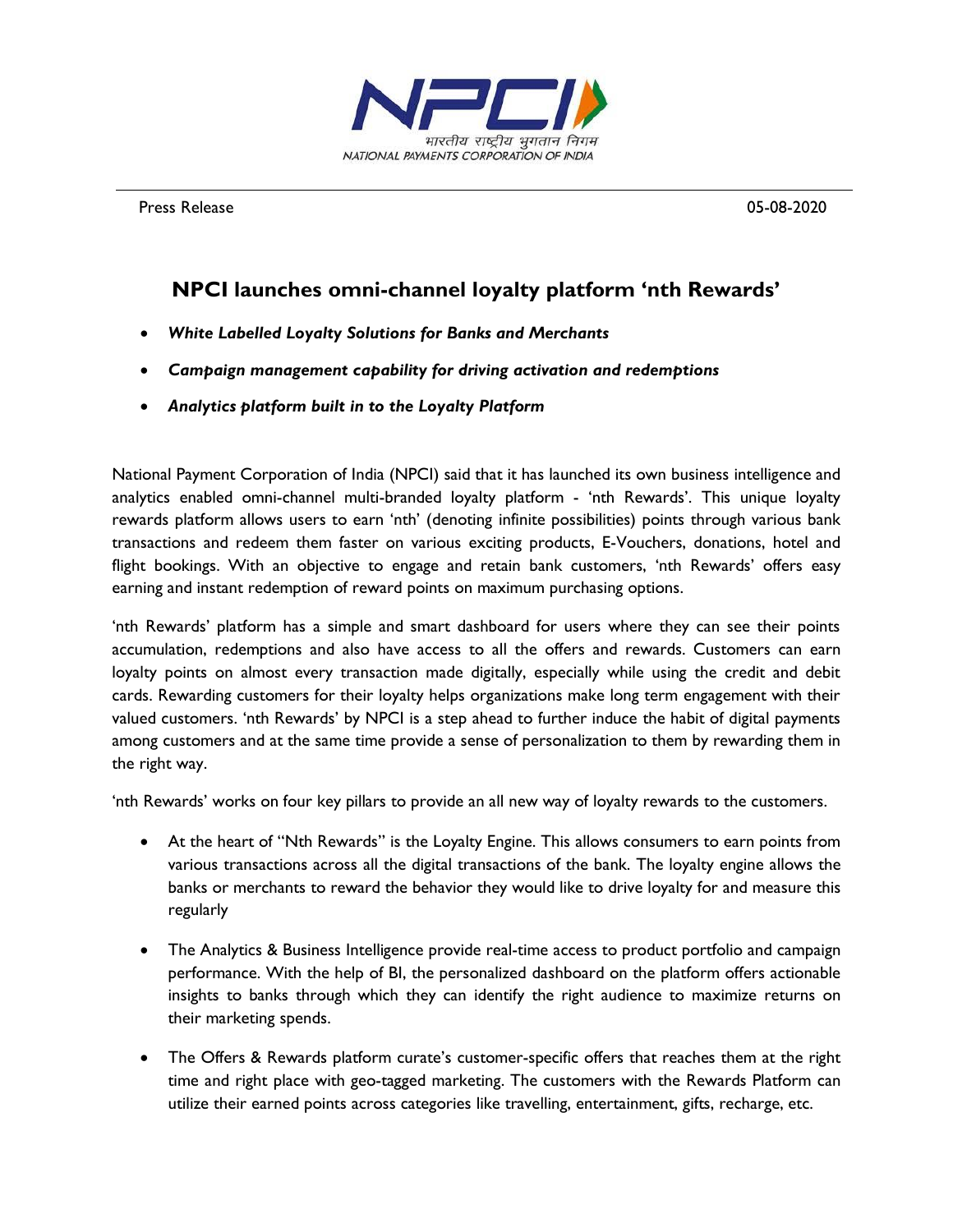Press Release 05-08-2020

# NPCI launches omni-channel loyalty platform 'nth Rewards'

- ***White Labelled Loyalty Solutions for Banks and Merchants***
- ***Campaign management capability for driving activation and redemptions***
- ***Analytics platform built in to the Loyalty Platform***

National Payment Corporation of India (NPCI) said that it has launched its own business intelligence and analytics enabled omni-channel multi-branded loyalty platform - 'nth Rewards'. This unique loyalty rewards platform allows users to earn 'nth' (denoting infinite possibilities) points through various bank transactions and redeem them faster on various exciting products, E-Vouchers, donations, hotel and flight bookings. With an objective to engage and retain bank customers, 'nth Rewards' offers easy earning and instant redemption of reward points on maximum purchasing options.

'nth Rewards' platform has a simple and smart dashboard for users where they can see their points accumulation, redemptions and also have access to all the offers and rewards. Customers can earn loyalty points on almost every transaction made digitally, especially while using the credit and debit cards. Rewarding customers for their loyalty helps organizations make long term engagement with their valued customers. 'nth Rewards' by NPCI is a step ahead to further induce the habit of digital payments among customers and at the same time provide a sense of personalization to them by rewarding them in the right way.

'nth Rewards' works on four key pillars to provide an all new way of loyalty rewards to the customers.

- At the heart of "Nth Rewards" is the Loyalty Engine. This allows consumers to earn points from various transactions across all the digital transactions of the bank. The loyalty engine allows the banks or merchants to reward the behavior they would like to drive loyalty for and measure this regularly
- The Analytics & Business Intelligence provide real-time access to product portfolio and campaign performance. With the help of BI, the personalized dashboard on the platform offers actionable insights to banks through which they can identify the right audience to maximize returns on their marketing spends.
- The Offers & Rewards platform curate's customer-specific offers that reaches them at the right time and right place with geo-tagged marketing. The customers with the Rewards Platform can utilize their earned points across categories like travelling, entertainment, gifts, recharge, etc.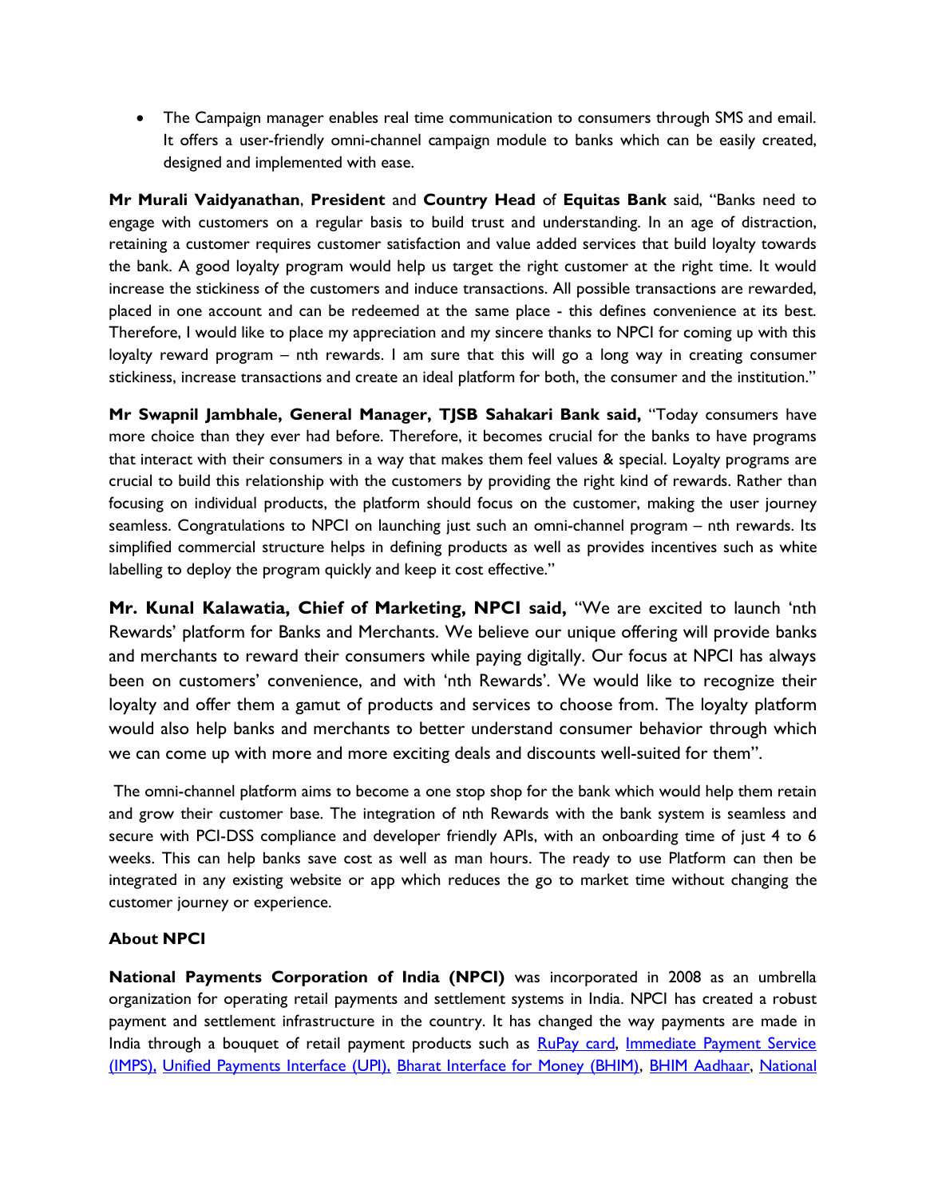- The Campaign manager enables real time communication to consumers through SMS and email. It offers a user-friendly omni-channel campaign module to banks which can be easily created, designed and implemented with ease.

**Mr Murali Vaidyanathan**, **President** and **Country Head** of **Equitas Bank** said, "Banks need to engage with customers on a regular basis to build trust and understanding. In an age of distraction, retaining a customer requires customer satisfaction and value added services that build loyalty towards the bank. A good loyalty program would help us target the right customer at the right time. It would increase the stickiness of the customers and induce transactions. All possible transactions are rewarded, placed in one account and can be redeemed at the same place - this defines convenience at its best. Therefore, I would like to place my appreciation and my sincere thanks to NPCI for coming up with this loyalty reward program – nth rewards. I am sure that this will go a long way in creating consumer stickiness, increase transactions and create an ideal platform for both, the consumer and the institution."

**Mr Swapnil Jambhale, General Manager, TJSB Sahakari Bank said,** "Today consumers have more choice than they ever had before. Therefore, it becomes crucial for the banks to have programs that interact with their consumers in a way that makes them feel values & special. Loyalty programs are crucial to build this relationship with the customers by providing the right kind of rewards. Rather than focusing on individual products, the platform should focus on the customer, making the user journey seamless. Congratulations to NPCI on launching just such an omni-channel program – nth rewards. Its simplified commercial structure helps in defining products as well as provides incentives such as white labelling to deploy the program quickly and keep it cost effective."

**Mr. Kunal Kalawatia, Chief of Marketing, NPCI said,** "We are excited to launch 'nth Rewards' platform for Banks and Merchants. We believe our unique offering will provide banks and merchants to reward their consumers while paying digitally. Our focus at NPCI has always been on customers' convenience, and with 'nth Rewards'. We would like to recognize their loyalty and offer them a gamut of products and services to choose from. The loyalty platform would also help banks and merchants to better understand consumer behavior through which we can come up with more and more exciting deals and discounts well-suited for them".

The omni-channel platform aims to become a one stop shop for the bank which would help them retain and grow their customer base. The integration of nth Rewards with the bank system is seamless and secure with PCI-DSS compliance and developer friendly APIs, with an onboarding time of just 4 to 6 weeks. This can help banks save cost as well as man hours. The ready to use Platform can then be integrated in any existing website or app which reduces the go to market time without changing the customer journey or experience.

**About NPCI**

**National Payments Corporation of India (NPCI)** was incorporated in 2008 as an umbrella organization for operating retail payments and settlement systems in India. NPCI has created a robust payment and settlement infrastructure in the country. It has changed the way payments are made in India through a bouquet of retail payment products such as RuPay card, Immediate Payment Service (IMPS), Unified Payments Interface (UPI), Bharat Interface for Money (BHIM), BHIM Aadhaar, National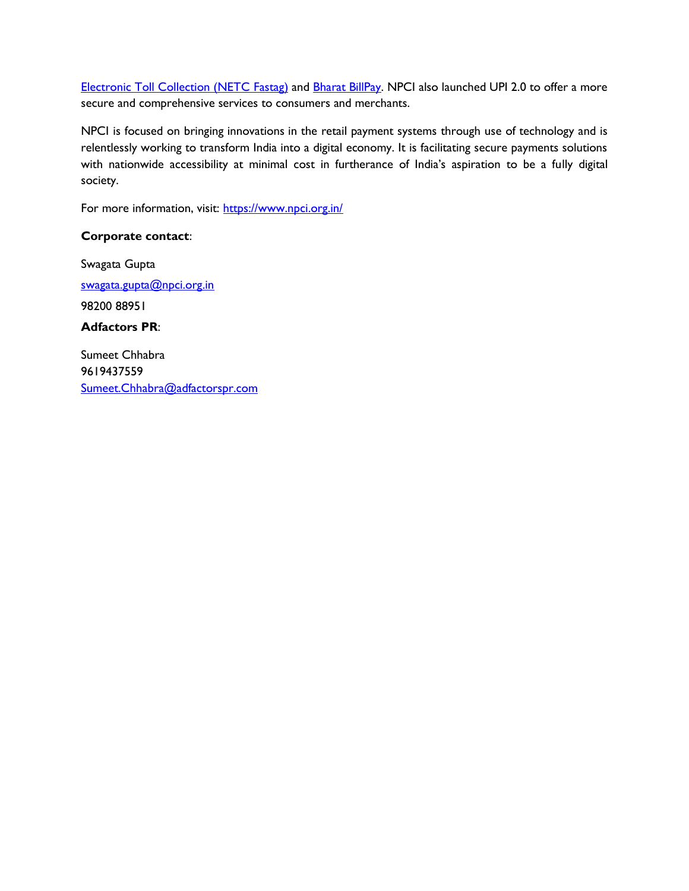Electronic Toll Collection (NETC Fastag) and Bharat BillPay. NPCI also launched UPI 2.0 to offer a more secure and comprehensive services to consumers and merchants.

NPCI is focused on bringing innovations in the retail payment systems through use of technology and is relentlessly working to transform India into a digital economy. It is facilitating secure payments solutions with nationwide accessibility at minimal cost in furtherance of India's aspiration to be a fully digital society.

For more information, visit: https://www.npci.org.in/

**Corporate contact**:

Swagata Gupta

swagata.gupta@npci.org.in

98200 88951

**Adfactors PR**:

Sumeet Chhabra
9619437559
Sumeet.Chhabra@adfactorspr.com